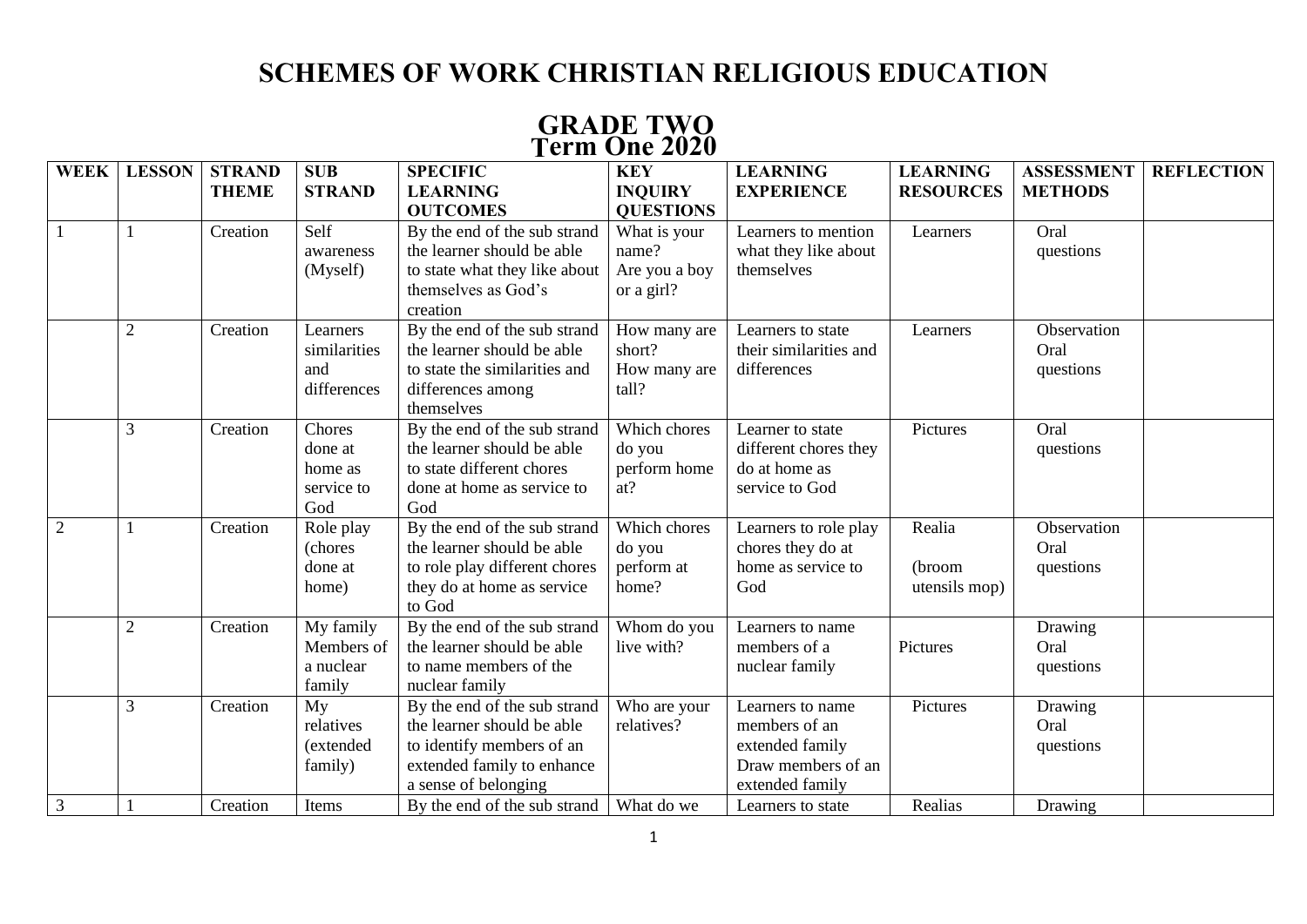# SCHEMES OF WORK CHRISTIAN RELIGIOUS EDUCATION

## GRADE TWO
## Term One 2020

| WEEK | LESSON | STRAND THEME | SUB STRAND | SPECIFIC LEARNING OUTCOMES | KEY INQUIRY QUESTIONS | LEARNING EXPERIENCE | LEARNING RESOURCES | ASSESSMENT METHODS | REFLECTION |
|---|---|---|---|---|---|---|---|---|---|
| 1 | 1 | Creation | Self awareness (Myself) | By the end of the sub strand the learner should be able to state what they like about themselves as God's creation | What is your name? Are you a boy or a girl? | Learners to mention what they like about themselves | Learners | Oral questions | |
| | 2 | Creation | Learners similarities and differences | By the end of the sub strand the learner should be able to state the similarities and differences among themselves | How many are short? How many are tall? | Learners to state their similarities and differences | Learners | Observation Oral questions | |
| | 3 | Creation | Chores done at home as service to God | By the end of the sub strand the learner should be able to state different chores done at home as service to God | Which chores do you perform home at? | Learner to state different chores they do at home as service to God | Pictures | Oral questions | |
| 2 | 1 | Creation | Role play (chores done at home) | By the end of the sub strand the learner should be able to role play different chores they do at home as service to God | Which chores do you perform at home? | Learners to role play chores they do at home as service to God | Realia (broom utensils mop) | Observation Oral questions | |
| | 2 | Creation | My family Members of a nuclear family | By the end of the sub strand the learner should be able to name members of the nuclear family | Whom do you live with? | Learners to name members of a nuclear family | Pictures | Drawing Oral questions | |
| | 3 | Creation | My relatives (extended family) | By the end of the sub strand the learner should be able to identify members of an extended family to enhance a sense of belonging | Who are your relatives? | Learners to name members of an extended family Draw members of an extended family | Pictures | Drawing Oral questions | |
| 3 | 1 | Creation | Items | By the end of the sub strand | What do we | Learners to state | Realias | Drawing | |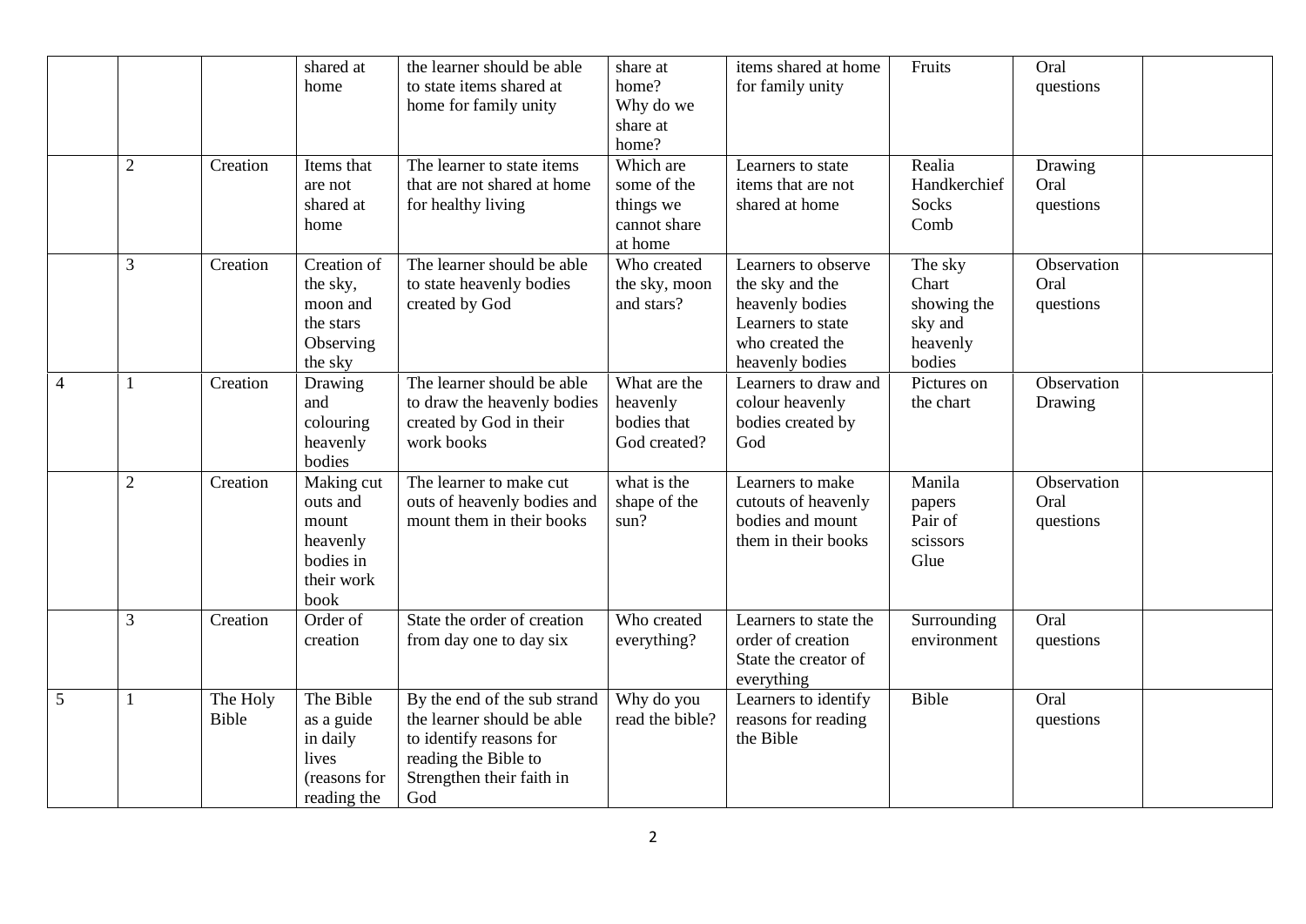| | | | shared at home | the learner should be able to state items shared at home for family unity | share at home? Why do we share at home? | items shared at home for family unity | Fruits | Oral questions | |
|---|---|---|---|---|---|---|---|---|---|
| | 2 | Creation | Items that are not shared at home | The learner to state items that are not shared at home for healthy living | Which are some of the things we cannot share at home | Learners to state items that are not shared at home | Realia Handkerchief Socks Comb | Drawing Oral questions | |
| | 3 | Creation | Creation of the sky, moon and the stars Observing the sky | The learner should be able to state heavenly bodies created by God | Who created the sky, moon and stars? | Learners to observe the sky and the heavenly bodies Learners to state who created the heavenly bodies | The sky Chart showing the sky and heavenly bodies | Observation Oral questions | |
| 4 | 1 | Creation | Drawing and colouring heavenly bodies | The learner should be able to draw the heavenly bodies created by God in their work books | What are the heavenly bodies that God created? | Learners to draw and colour heavenly bodies created by God | Pictures on the chart | Observation Drawing | |
| | 2 | Creation | Making cut outs and mount heavenly bodies in their work book | The learner to make cut outs of heavenly bodies and mount them in their books | what is the shape of the sun? | Learners to make cutouts of heavenly bodies and mount them in their books | Manila papers Pair of scissors Glue | Observation Oral questions | |
| | 3 | Creation | Order of creation | State the order of creation from day one to day six | Who created everything? | Learners to state the order of creation State the creator of everything | Surrounding environment | Oral questions | |
| 5 | 1 | The Holy Bible | The Bible as a guide in daily lives (reasons for reading the | By the end of the sub strand the learner should be able to identify reasons for reading the Bible to Strengthen their faith in God | Why do you read the bible? | Learners to identify reasons for reading the Bible | Bible | Oral questions | |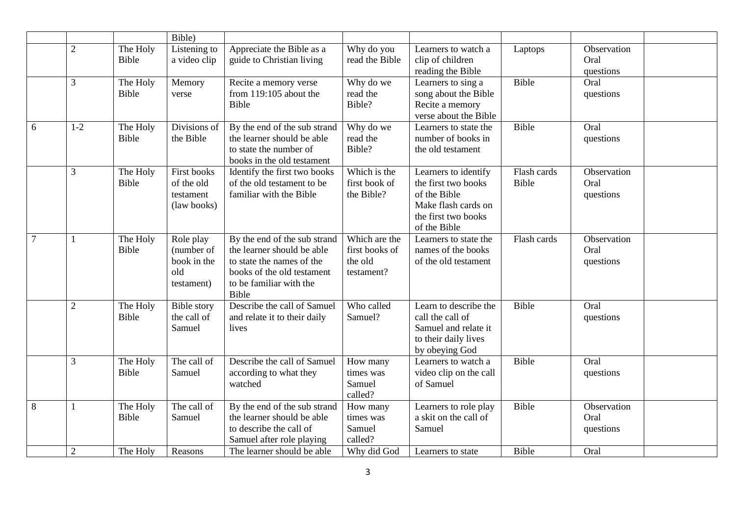| | | | Bible) | | | | | | |
|---|---|---|---|---|---|---|---|---|---|
| | 2 | The Holy Bible | Listening to a video clip | Appreciate the Bible as a guide to Christian living | Why do you read the Bible | Learners to watch a clip of children reading the Bible | Laptops | Observation Oral questions | |
| | 3 | The Holy Bible | Memory verse | Recite a memory verse from 119:105 about the Bible | Why do we read the Bible? | Learners to sing a song about the Bible Recite a memory verse about the Bible | Bible | Oral questions | |
| 6 | 1-2 | The Holy Bible | Divisions of the Bible | By the end of the sub strand the learner should be able to state the number of books in the old testament | Why do we read the Bible? | Learners to state the number of books in the old testament | Bible | Oral questions | |
| | 3 | The Holy Bible | First books of the old testament (law books) | Identify the first two books of the old testament to be familiar with the Bible | Which is the first book of the Bible? | Learners to identify the first two books of the Bible Make flash cards on the first two books of the Bible | Flash cards Bible | Observation Oral questions | |
| 7 | 1 | The Holy Bible | Role play (number of book in the old testament) | By the end of the sub strand the learner should be able to state the names of the books of the old testament to be familiar with the Bible | Which are the first books of the old testament? | Learners to state the names of the books of the old testament | Flash cards | Observation Oral questions | |
| | 2 | The Holy Bible | Bible story the call of Samuel | Describe the call of Samuel and relate it to their daily lives | Who called Samuel? | Learn to describe the call the call of Samuel and relate it to their daily lives by obeying God | Bible | Oral questions | |
| | 3 | The Holy Bible | The call of Samuel | Describe the call of Samuel according to what they watched | How many times was Samuel called? | Learners to watch a video clip on the call of Samuel | Bible | Oral questions | |
| 8 | 1 | The Holy Bible | The call of Samuel | By the end of the sub strand the learner should be able to describe the call of Samuel after role playing | How many times was Samuel called? | Learners to role play a skit on the call of Samuel | Bible | Observation Oral questions | |
| | 2 | The Holy | Reasons | The learner should be able | Why did God | Learners to state | Bible | Oral | |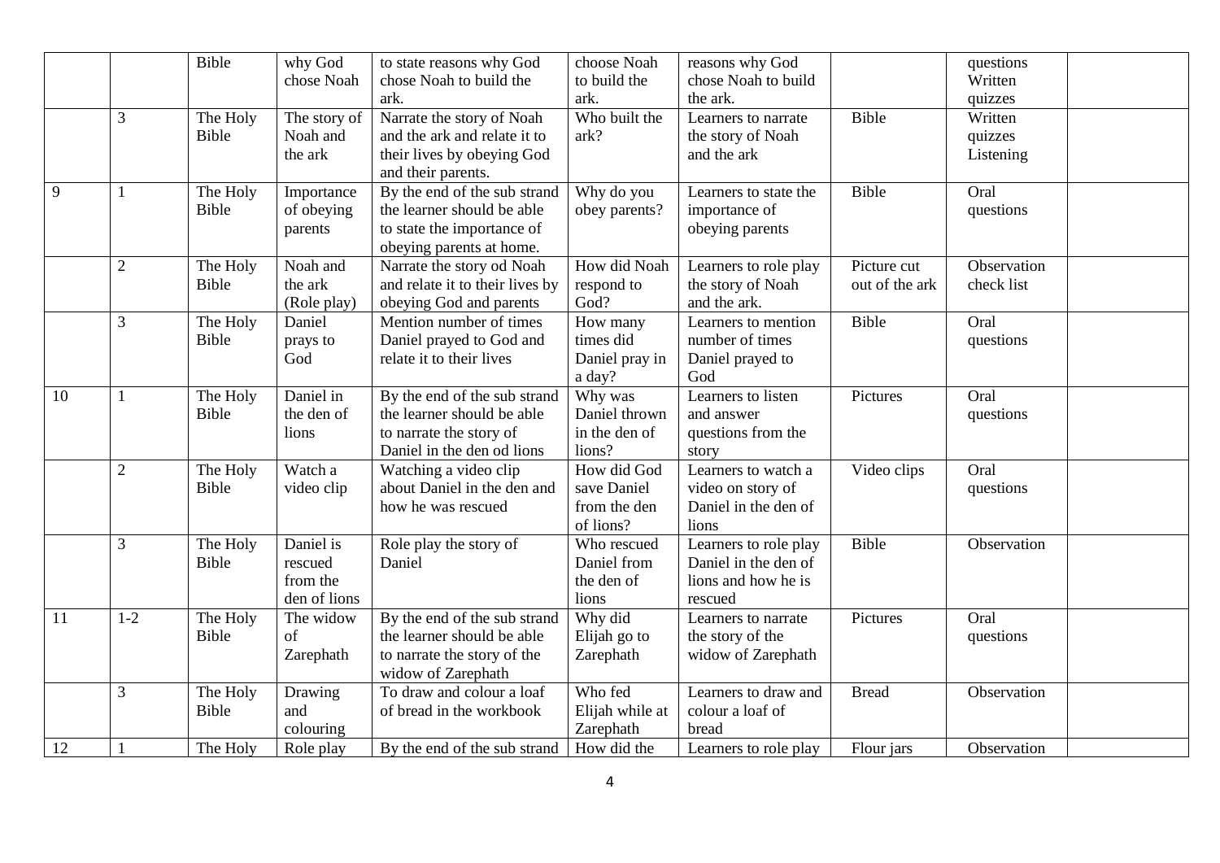| | | | | | | | | | |
|---|---|---|---|---|---|---|---|---|---|
| | | Bible | why God chose Noah | to state reasons why God chose Noah to build the ark. | choose Noah to build the ark. | reasons why God chose Noah to build the ark. | | questions Written quizzes | |
| | 3 | The Holy Bible | The story of Noah and the ark | Narrate the story of Noah and the ark and relate it to their lives by obeying God and their parents. | Who built the ark? | Learners to narrate the story of Noah and the ark | Bible | Written quizzes Listening | |
| 9 | 1 | The Holy Bible | Importance of obeying parents | By the end of the sub strand the learner should be able to state the importance of obeying parents at home. | Why do you obey parents? | Learners to state the importance of obeying parents | Bible | Oral questions | |
| | 2 | The Holy Bible | Noah and the ark (Role play) | Narrate the story od Noah and relate it to their lives by obeying God and parents | How did Noah respond to God? | Learners to role play the story of Noah and the ark. | Picture cut out of the ark | Observation check list | |
| | 3 | The Holy Bible | Daniel prays to God | Mention number of times Daniel prayed to God and relate it to their lives | How many times did Daniel pray in a day? | Learners to mention number of times Daniel prayed to God | Bible | Oral questions | |
| 10 | 1 | The Holy Bible | Daniel in the den of lions | By the end of the sub strand the learner should be able to narrate the story of Daniel in the den od lions | Why was Daniel thrown in the den of lions? | Learners to listen and answer questions from the story | Pictures | Oral questions | |
| | 2 | The Holy Bible | Watch a video clip | Watching a video clip about Daniel in the den and how he was rescued | How did God save Daniel from the den of lions? | Learners to watch a video on story of Daniel in the den of lions | Video clips | Oral questions | |
| | 3 | The Holy Bible | Daniel is rescued from the den of lions | Role play the story of Daniel | Who rescued Daniel from the den of lions | Learners to role play Daniel in the den of lions and how he is rescued | Bible | Observation | |
| 11 | 1-2 | The Holy Bible | The widow of Zarephath | By the end of the sub strand the learner should be able to narrate the story of the widow of Zarephath | Why did Elijah go to Zarephath | Learners to narrate the story of the widow of Zarephath | Pictures | Oral questions | |
| | 3 | The Holy Bible | Drawing and colouring | To draw and colour a loaf of bread in the workbook | Who fed Elijah while at Zarephath | Learners to draw and colour a loaf of bread | Bread | Observation | |
| 12 | 1 | The Holy | Role play | By the end of the sub strand | How did the | Learners to role play | Flour jars | Observation | |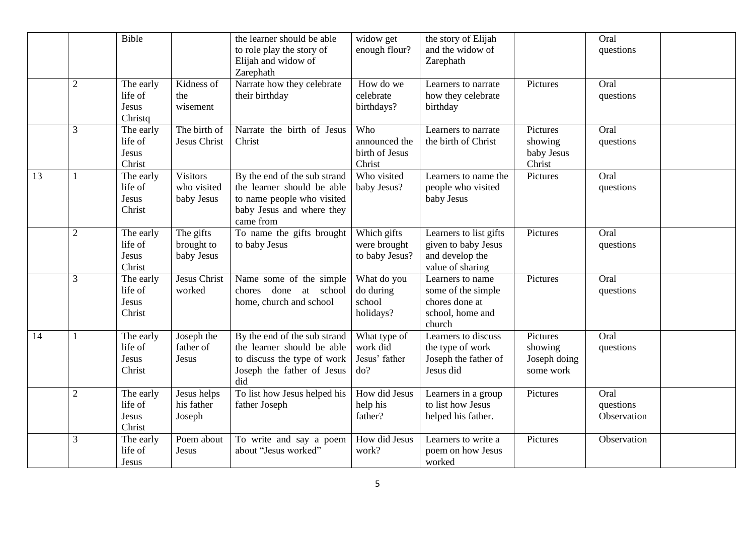| | | | | | | | | | |
|---|---|---|---|---|---|---|---|---|---|
| | | Bible | | the learner should be able to role play the story of Elijah and widow of Zarephath | widow get enough flour? | the story of Elijah and the widow of Zarephath | | Oral questions | |
| | 2 | The early life of Jesus Christq | Kidness of the wisement | Narrate how they celebrate their birthday | How do we celebrate birthdays? | Learners to narrate how they celebrate birthday | Pictures | Oral questions | |
| | 3 | The early life of Jesus Christ | The birth of Jesus Christ | Narrate the birth of Jesus Christ | Who announced the birth of Jesus Christ | Learners to narrate the birth of Christ | Pictures showing baby Jesus Christ | Oral questions | |
| 13 | 1 | The early life of Jesus Christ | Visitors who visited baby Jesus | By the end of the sub strand the learner should be able to name people who visited baby Jesus and where they came from | Who visited baby Jesus? | Learners to name the people who visited baby Jesus | Pictures | Oral questions | |
| | 2 | The early life of Jesus Christ | The gifts brought to baby Jesus | To name the gifts brought to baby Jesus | Which gifts were brought to baby Jesus? | Learners to list gifts given to baby Jesus and develop the value of sharing | Pictures | Oral questions | |
| | 3 | The early life of Jesus Christ | Jesus Christ worked | Name some of the simple chores done at school home, church and school | What do you do during school holidays? | Learners to name some of the simple chores done at school, home and church | Pictures | Oral questions | |
| 14 | 1 | The early life of Jesus Christ | Joseph the father of Jesus | By the end of the sub strand the learner should be able to discuss the type of work Joseph the father of Jesus did | What type of work did Jesus' father do? | Learners to discuss the type of work Joseph the father of Jesus did | Pictures showing Joseph doing some work | Oral questions | |
| | 2 | The early life of Jesus Christ | Jesus helps his father Joseph | To list how Jesus helped his father Joseph | How did Jesus help his father? | Learners in a group to list how Jesus helped his father. | Pictures | Oral questions Observation | |
| | 3 | The early life of Jesus | Poem about Jesus | To write and say a poem about "Jesus worked" | How did Jesus work? | Learners to write a poem on how Jesus worked | Pictures | Observation | |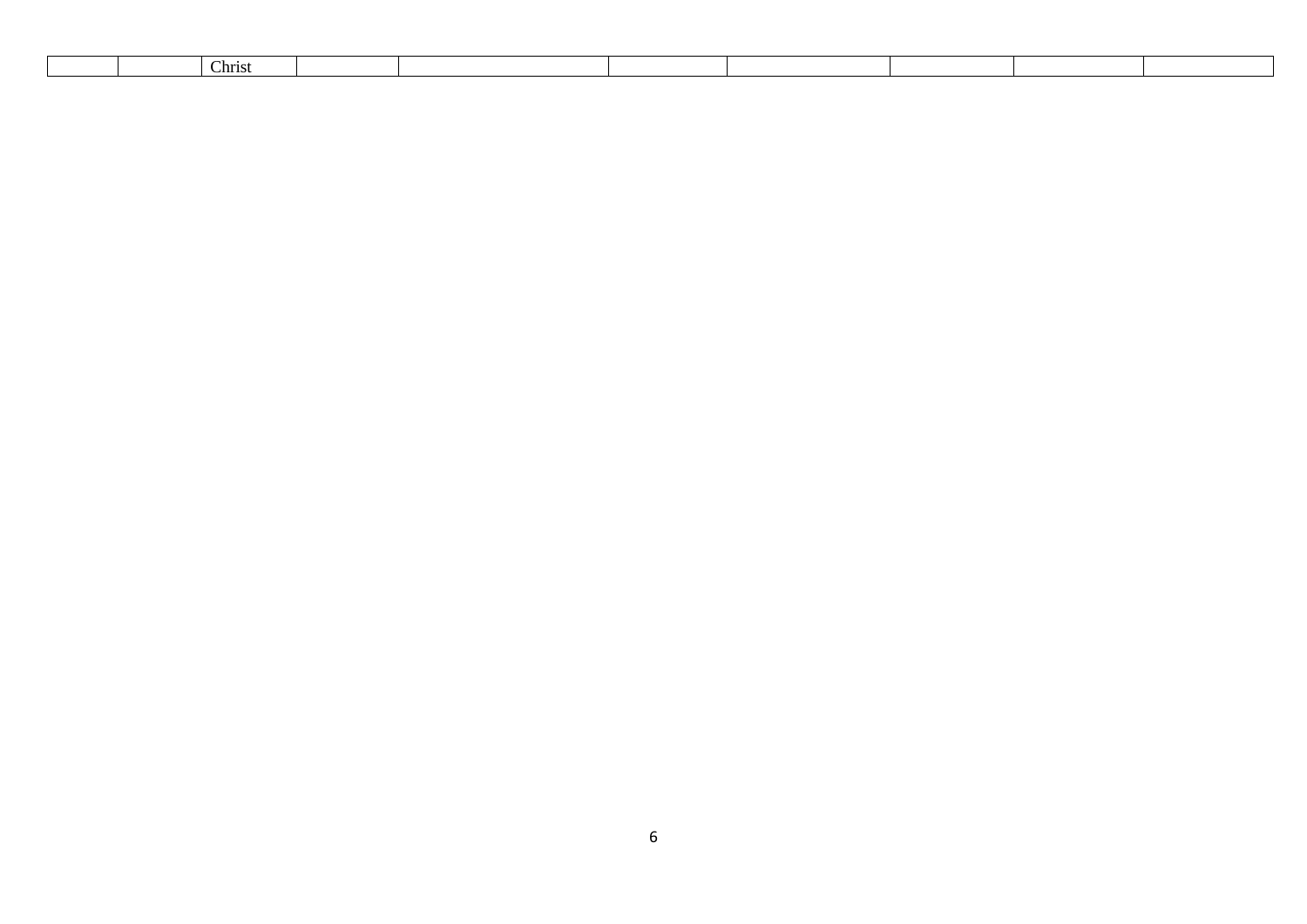| | | | | | | | | | |
|---|---|---|---|---|---|---|---|---|---|
| | | Christ | | | | | | | |